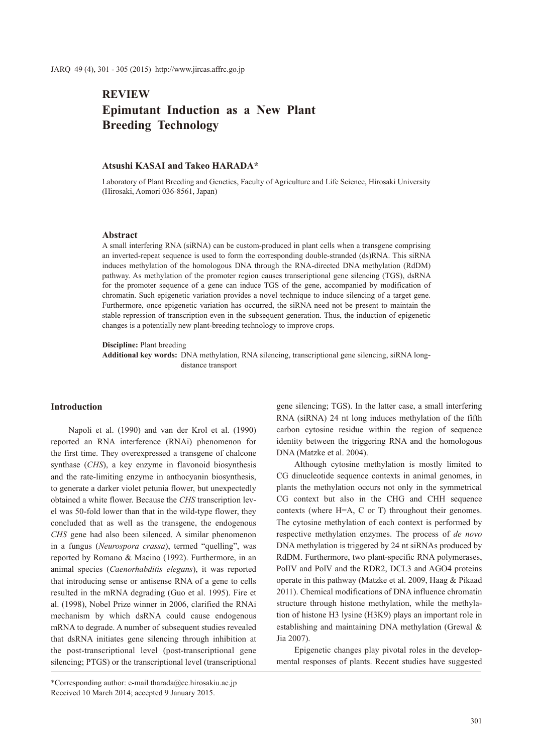## REVIEW

# Epimutant Induction as a New Plant Breeding Technology

**Atsushi KASAI and Takeo HARADA***

Laboratory of Plant Breeding and Genetics, Faculty of Agriculture and Life Science, Hirosaki University (Hirosaki, Aomori 036-8561, Japan)

### Abstract

A small interfering RNA (siRNA) can be custom-produced in plant cells when a transgene comprising an inverted-repeat sequence is used to form the corresponding double-stranded (ds)RNA. This siRNA induces methylation of the homologous DNA through the RNA-directed DNA methylation (RdDM) pathway. As methylation of the promoter region causes transcriptional gene silencing (TGS), dsRNA for the promoter sequence of a gene can induce TGS of the gene, accompanied by modification of chromatin. Such epigenetic variation provides a novel technique to induce silencing of a target gene. Furthermore, once epigenetic variation has occurred, the siRNA need not be present to maintain the stable repression of transcription even in the subsequent generation. Thus, the induction of epigenetic changes is a potentially new plant-breeding technology to improve crops.

**Discipline:** Plant breeding

**Additional key words:** DNA methylation, RNA silencing, transcriptional gene silencing, siRNA long-distance transport

## Introduction

Napoli et al. (1990) and van der Krol et al. (1990) reported an RNA interference (RNAi) phenomenon for the first time. They overexpressed a transgene of chalcone synthase (*CHS*), a key enzyme in flavonoid biosynthesis and the rate-limiting enzyme in anthocyanin biosynthesis, to generate a darker violet petunia flower, but unexpectedly obtained a white flower. Because the *CHS* transcription level was 50-fold lower than that in the wild-type flower, they concluded that as well as the transgene, the endogenous *CHS* gene had also been silenced. A similar phenomenon in a fungus (*Neurospora crassa*), termed "quelling", was reported by Romano & Macino (1992). Furthermore, in an animal species (*Caenorhabditis elegans*), it was reported that introducing sense or antisense RNA of a gene to cells resulted in the mRNA degrading (Guo et al. 1995). Fire et al. (1998), Nobel Prize winner in 2006, clarified the RNAi mechanism by which dsRNA could cause endogenous mRNA to degrade. A number of subsequent studies revealed that dsRNA initiates gene silencing through inhibition at the post-transcriptional level (post-transcriptional gene silencing; PTGS) or the transcriptional level (transcriptional gene silencing; TGS). In the latter case, a small interfering RNA (siRNA) 24 nt long induces methylation of the fifth carbon cytosine residue within the region of sequence identity between the triggering RNA and the homologous DNA (Matzke et al. 2004).

Although cytosine methylation is mostly limited to CG dinucleotide sequence contexts in animal genomes, in plants the methylation occurs not only in the symmetrical CG context but also in the CHG and CHH sequence contexts (where H=A, C or T) throughout their genomes. The cytosine methylation of each context is performed by respective methylation enzymes. The process of *de novo* DNA methylation is triggered by 24 nt siRNAs produced by RdDM. Furthermore, two plant-specific RNA polymerases, PolIV and PolV and the RDR2, DCL3 and AGO4 proteins operate in this pathway (Matzke et al. 2009, Haag & Pikaad 2011). Chemical modifications of DNA influence chromatin structure through histone methylation, while the methylation of histone H3 lysine (H3K9) plays an important role in establishing and maintaining DNA methylation (Grewal & Jia 2007).

Epigenetic changes play pivotal roles in the developmental responses of plants. Recent studies have suggested

*Corresponding author: e-mail tharada@cc.hirosakiu.ac.jp
Received 10 March 2014; accepted 9 January 2015.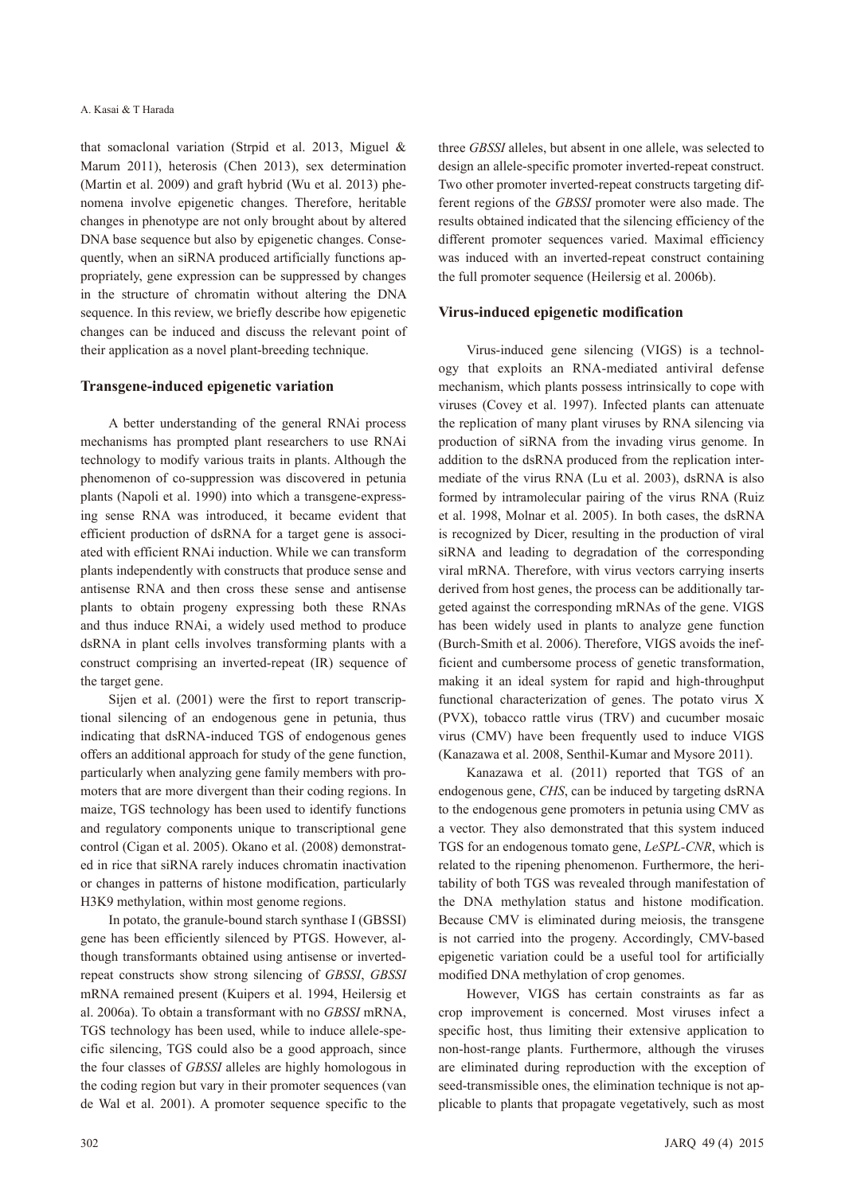that somaclonal variation (Strpid et al. 2013, Miguel & Marum 2011), heterosis (Chen 2013), sex determination (Martin et al. 2009) and graft hybrid (Wu et al. 2013) phenomena involve epigenetic changes. Therefore, heritable changes in phenotype are not only brought about by altered DNA base sequence but also by epigenetic changes. Consequently, when an siRNA produced artificially functions appropriately, gene expression can be suppressed by changes in the structure of chromatin without altering the DNA sequence. In this review, we briefly describe how epigenetic changes can be induced and discuss the relevant point of their application as a novel plant-breeding technique.

## Transgene-induced epigenetic variation

A better understanding of the general RNAi process mechanisms has prompted plant researchers to use RNAi technology to modify various traits in plants. Although the phenomenon of co-suppression was discovered in petunia plants (Napoli et al. 1990) into which a transgene-expressing sense RNA was introduced, it became evident that efficient production of dsRNA for a target gene is associated with efficient RNAi induction. While we can transform plants independently with constructs that produce sense and antisense RNA and then cross these sense and antisense plants to obtain progeny expressing both these RNAs and thus induce RNAi, a widely used method to produce dsRNA in plant cells involves transforming plants with a construct comprising an inverted-repeat (IR) sequence of the target gene.

Sijen et al. (2001) were the first to report transcriptional silencing of an endogenous gene in petunia, thus indicating that dsRNA-induced TGS of endogenous genes offers an additional approach for study of the gene function, particularly when analyzing gene family members with promoters that are more divergent than their coding regions. In maize, TGS technology has been used to identify functions and regulatory components unique to transcriptional gene control (Cigan et al. 2005). Okano et al. (2008) demonstrated in rice that siRNA rarely induces chromatin inactivation or changes in patterns of histone modification, particularly H3K9 methylation, within most genome regions.

In potato, the granule-bound starch synthase I (GBSSI) gene has been efficiently silenced by PTGS. However, although transformants obtained using antisense or inverted-repeat constructs show strong silencing of *GBSSI*, *GBSSI* mRNA remained present (Kuipers et al. 1994, Heilersig et al. 2006a). To obtain a transformant with no *GBSSI* mRNA, TGS technology has been used, while to induce allele-specific silencing, TGS could also be a good approach, since the four classes of *GBSSI* alleles are highly homologous in the coding region but vary in their promoter sequences (van de Wal et al. 2001). A promoter sequence specific to the three *GBSSI* alleles, but absent in one allele, was selected to design an allele-specific promoter inverted-repeat construct. Two other promoter inverted-repeat constructs targeting different regions of the *GBSSI* promoter were also made. The results obtained indicated that the silencing efficiency of the different promoter sequences varied. Maximal efficiency was induced with an inverted-repeat construct containing the full promoter sequence (Heilersig et al. 2006b).

## Virus-induced epigenetic modification

Virus-induced gene silencing (VIGS) is a technology that exploits an RNA-mediated antiviral defense mechanism, which plants possess intrinsically to cope with viruses (Covey et al. 1997). Infected plants can attenuate the replication of many plant viruses by RNA silencing via production of siRNA from the invading virus genome. In addition to the dsRNA produced from the replication intermediate of the virus RNA (Lu et al. 2003), dsRNA is also formed by intramolecular pairing of the virus RNA (Ruiz et al. 1998, Molnar et al. 2005). In both cases, the dsRNA is recognized by Dicer, resulting in the production of viral siRNA and leading to degradation of the corresponding viral mRNA. Therefore, with virus vectors carrying inserts derived from host genes, the process can be additionally targeted against the corresponding mRNAs of the gene. VIGS has been widely used in plants to analyze gene function (Burch-Smith et al. 2006). Therefore, VIGS avoids the inefficient and cumbersome process of genetic transformation, making it an ideal system for rapid and high-throughput functional characterization of genes. The potato virus X (PVX), tobacco rattle virus (TRV) and cucumber mosaic virus (CMV) have been frequently used to induce VIGS (Kanazawa et al. 2008, Senthil-Kumar and Mysore 2011).

Kanazawa et al. (2011) reported that TGS of an endogenous gene, *CHS*, can be induced by targeting dsRNA to the endogenous gene promoters in petunia using CMV as a vector. They also demonstrated that this system induced TGS for an endogenous tomato gene, *LeSPL-CNR*, which is related to the ripening phenomenon. Furthermore, the heritability of both TGS was revealed through manifestation of the DNA methylation status and histone modification. Because CMV is eliminated during meiosis, the transgene is not carried into the progeny. Accordingly, CMV-based epigenetic variation could be a useful tool for artificially modified DNA methylation of crop genomes.

However, VIGS has certain constraints as far as crop improvement is concerned. Most viruses infect a specific host, thus limiting their extensive application to non-host-range plants. Furthermore, although the viruses are eliminated during reproduction with the exception of seed-transmissible ones, the elimination technique is not applicable to plants that propagate vegetatively, such as most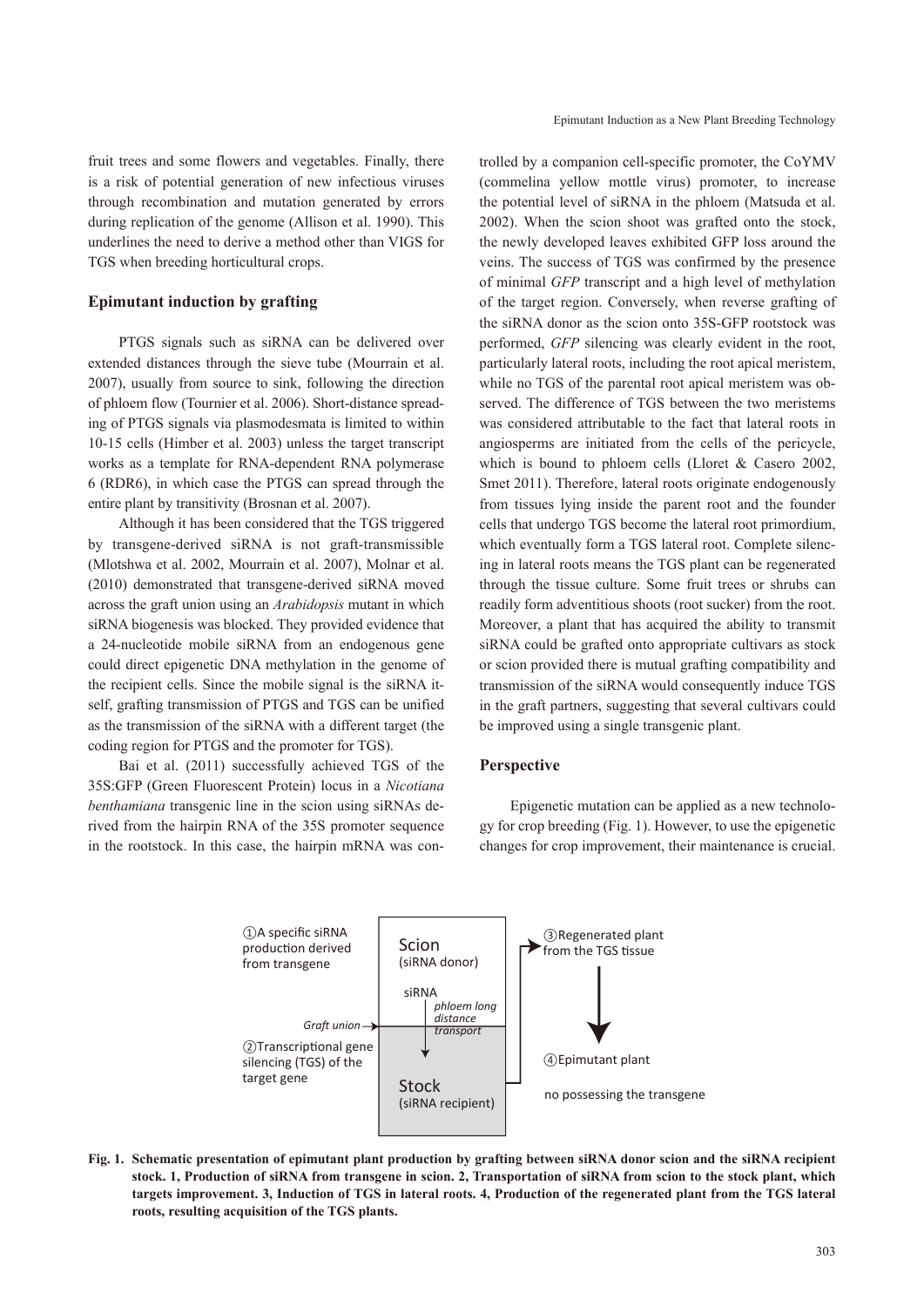fruit trees and some flowers and vegetables. Finally, there is a risk of potential generation of new infectious viruses through recombination and mutation generated by errors during replication of the genome (Allison et al. 1990). This underlines the need to derive a method other than VIGS for TGS when breeding horticultural crops.

## Epimutant induction by grafting

PTGS signals such as siRNA can be delivered over extended distances through the sieve tube (Mourrain et al. 2007), usually from source to sink, following the direction of phloem flow (Tournier et al. 2006). Short-distance spreading of PTGS signals via plasmodesmata is limited to within 10-15 cells (Himber et al. 2003) unless the target transcript works as a template for RNA-dependent RNA polymerase 6 (RDR6), in which case the PTGS can spread through the entire plant by transitivity (Brosnan et al. 2007).

Although it has been considered that the TGS triggered by transgene-derived siRNA is not graft-transmissible (Mlotshwa et al. 2002, Mourrain et al. 2007), Molnar et al. (2010) demonstrated that transgene-derived siRNA moved across the graft union using an *Arabidopsis* mutant in which siRNA biogenesis was blocked. They provided evidence that a 24-nucleotide mobile siRNA from an endogenous gene could direct epigenetic DNA methylation in the genome of the recipient cells. Since the mobile signal is the siRNA itself, grafting transmission of PTGS and TGS can be unified as the transmission of the siRNA with a different target (the coding region for PTGS and the promoter for TGS).

Bai et al. (2011) successfully achieved TGS of the 35S:GFP (Green Fluorescent Protein) locus in a *Nicotiana benthamiana* transgenic line in the scion using siRNAs derived from the hairpin RNA of the 35S promoter sequence in the rootstock. In this case, the hairpin mRNA was controlled by a companion cell-specific promoter, the CoYMV (commelina yellow mottle virus) promoter, to increase the potential level of siRNA in the phloem (Matsuda et al. 2002). When the scion shoot was grafted onto the stock, the newly developed leaves exhibited GFP loss around the veins. The success of TGS was confirmed by the presence of minimal *GFP* transcript and a high level of methylation of the target region. Conversely, when reverse grafting of the siRNA donor as the scion onto 35S-GFP rootstock was performed, *GFP* silencing was clearly evident in the root, particularly lateral roots, including the root apical meristem, while no TGS of the parental root apical meristem was observed. The difference of TGS between the two meristems was considered attributable to the fact that lateral roots in angiosperms are initiated from the cells of the pericycle, which is bound to phloem cells (Lloret & Casero 2002, Smet 2011). Therefore, lateral roots originate endogenously from tissues lying inside the parent root and the founder cells that undergo TGS become the lateral root primordium, which eventually form a TGS lateral root. Complete silencing in lateral roots means the TGS plant can be regenerated through the tissue culture. Some fruit trees or shrubs can readily form adventitious shoots (root sucker) from the root. Moreover, a plant that has acquired the ability to transmit siRNA could be grafted onto appropriate cultivars as stock or scion provided there is mutual grafting compatibility and transmission of the siRNA would consequently induce TGS in the graft partners, suggesting that several cultivars could be improved using a single transgenic plant.

## Perspective

Epigenetic mutation can be applied as a new technology for crop breeding (Fig. 1). However, to use the epigenetic changes for crop improvement, their maintenance is crucial.

①A specific siRNA production derived from transgene

Scion (siRNA donor)

siRNA

phloem long distance transport

Graft union

②Transcriptional gene silencing (TGS) of the target gene

Stock (siRNA recipient)

③Regenerated plant from the TGS tissue

④Epimutant plant

no possessing the transgene

**Fig. 1. Schematic presentation of epimutant plant production by grafting between siRNA donor scion and the siRNA recipient stock. 1, Production of siRNA from transgene in scion. 2, Transportation of siRNA from scion to the stock plant, which targets improvement. 3, Induction of TGS in lateral roots. 4, Production of the regenerated plant from the TGS lateral roots, resulting acquisition of the TGS plants.**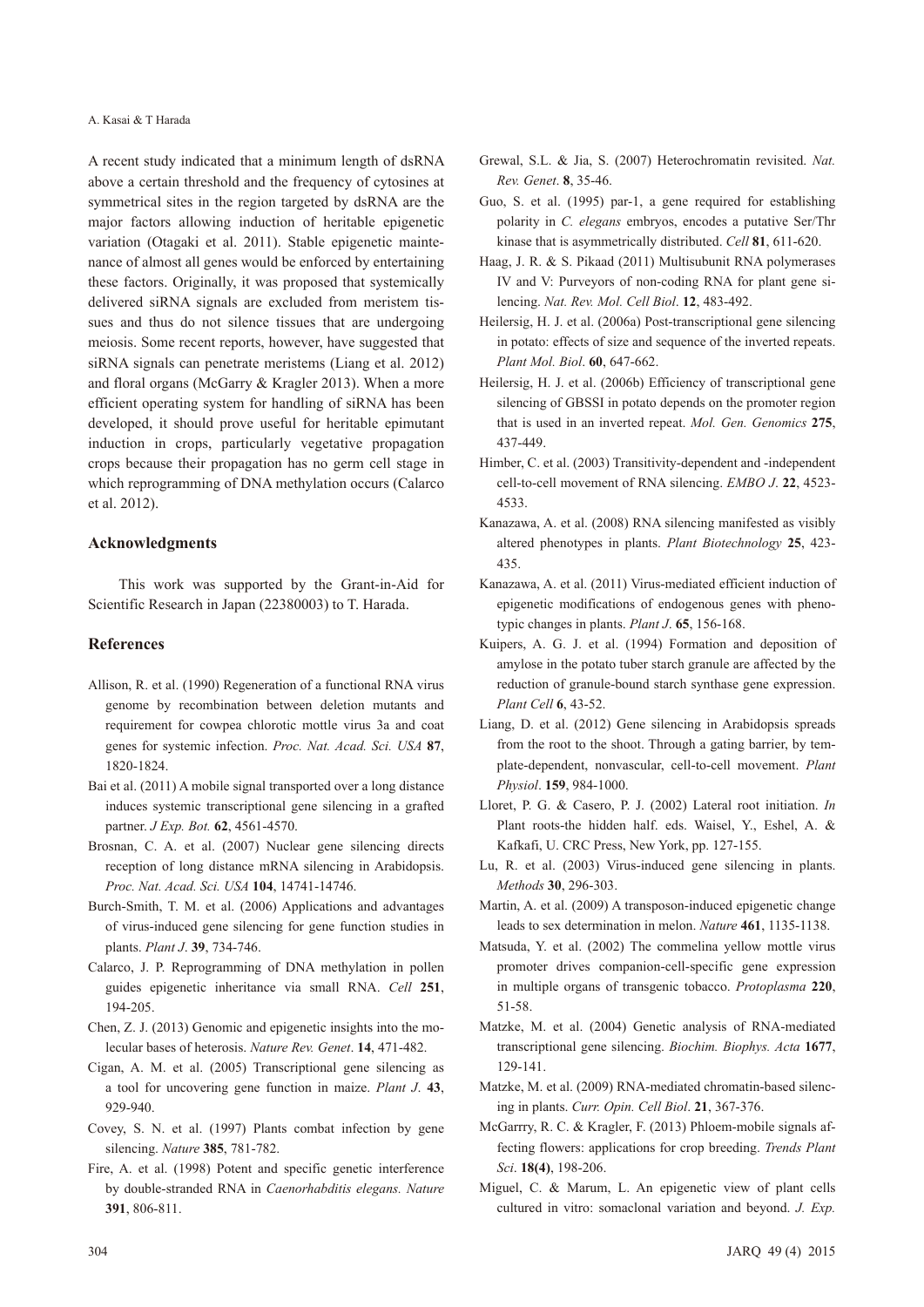A recent study indicated that a minimum length of dsRNA above a certain threshold and the frequency of cytosines at symmetrical sites in the region targeted by dsRNA are the major factors allowing induction of heritable epigenetic variation (Otagaki et al. 2011). Stable epigenetic maintenance of almost all genes would be enforced by entertaining these factors. Originally, it was proposed that systemically delivered siRNA signals are excluded from meristem tissues and thus do not silence tissues that are undergoing meiosis. Some recent reports, however, have suggested that siRNA signals can penetrate meristems (Liang et al. 2012) and floral organs (McGarry & Kragler 2013). When a more efficient operating system for handling of siRNA has been developed, it should prove useful for heritable epimutant induction in crops, particularly vegetative propagation crops because their propagation has no germ cell stage in which reprogramming of DNA methylation occurs (Calarco et al. 2012).

## Acknowledgments

This work was supported by the Grant-in-Aid for Scientific Research in Japan (22380003) to T. Harada.

## References

- Allison, R. et al. (1990) Regeneration of a functional RNA virus genome by recombination between deletion mutants and requirement for cowpea chlorotic mottle virus 3a and coat genes for systemic infection. *Proc. Nat. Acad. Sci. USA* **87**, 1820-1824.
- Bai et al. (2011) A mobile signal transported over a long distance induces systemic transcriptional gene silencing in a grafted partner. *J Exp. Bot.* **62**, 4561-4570.
- Brosnan, C. A. et al. (2007) Nuclear gene silencing directs reception of long distance mRNA silencing in Arabidopsis. *Proc. Nat. Acad. Sci. USA* **104**, 14741-14746.
- Burch-Smith, T. M. et al. (2006) Applications and advantages of virus-induced gene silencing for gene function studies in plants. *Plant J*. **39**, 734-746.
- Calarco, J. P. Reprogramming of DNA methylation in pollen guides epigenetic inheritance via small RNA. *Cell* **251**, 194-205.
- Chen, Z. J. (2013) Genomic and epigenetic insights into the molecular bases of heterosis. *Nature Rev. Genet*. **14**, 471-482.
- Cigan, A. M. et al. (2005) Transcriptional gene silencing as a tool for uncovering gene function in maize. *Plant J*. **43**, 929-940.
- Covey, S. N. et al. (1997) Plants combat infection by gene silencing. *Nature* **385**, 781-782.
- Fire, A. et al. (1998) Potent and specific genetic interference by double-stranded RNA in *Caenorhabditis elegans. Nature* **391**, 806-811.
- Grewal, S.L. & Jia, S. (2007) Heterochromatin revisited. *Nat. Rev. Genet*. **8**, 35-46.
- Guo, S. et al. (1995) par-1, a gene required for establishing polarity in *C. elegans* embryos, encodes a putative Ser/Thr kinase that is asymmetrically distributed. *Cell* **81**, 611-620.
- Haag, J. R. & S. Pikaad (2011) Multisubunit RNA polymerases IV and V: Purveyors of non-coding RNA for plant gene silencing. *Nat. Rev. Mol. Cell Biol*. **12**, 483-492.
- Heilersig, H. J. et al. (2006a) Post-transcriptional gene silencing in potato: effects of size and sequence of the inverted repeats. *Plant Mol. Biol*. **60**, 647-662.
- Heilersig, H. J. et al. (2006b) Efficiency of transcriptional gene silencing of GBSSI in potato depends on the promoter region that is used in an inverted repeat. *Mol. Gen. Genomics* **275**, 437-449.
- Himber, C. et al. (2003) Transitivity-dependent and -independent cell-to-cell movement of RNA silencing. *EMBO J*. **22**, 4523-4533.
- Kanazawa, A. et al. (2008) RNA silencing manifested as visibly altered phenotypes in plants. *Plant Biotechnology* **25**, 423-435.
- Kanazawa, A. et al. (2011) Virus-mediated efficient induction of epigenetic modifications of endogenous genes with phenotypic changes in plants. *Plant J*. **65**, 156-168.
- Kuipers, A. G. J. et al. (1994) Formation and deposition of amylose in the potato tuber starch granule are affected by the reduction of granule-bound starch synthase gene expression. *Plant Cell* **6**, 43-52.
- Liang, D. et al. (2012) Gene silencing in Arabidopsis spreads from the root to the shoot. Through a gating barrier, by template-dependent, nonvascular, cell-to-cell movement. *Plant Physiol*. **159**, 984-1000.
- Lloret, P. G. & Casero, P. J. (2002) Lateral root initiation. *In* Plant roots-the hidden half. eds. Waisel, Y., Eshel, A. & Kafkafi, U. CRC Press, New York, pp. 127-155.
- Lu, R. et al. (2003) Virus-induced gene silencing in plants. *Methods* **30**, 296-303.
- Martin, A. et al. (2009) A transposon-induced epigenetic change leads to sex determination in melon. *Nature* **461**, 1135-1138.
- Matsuda, Y. et al. (2002) The commelina yellow mottle virus promoter drives companion-cell-specific gene expression in multiple organs of transgenic tobacco. *Protoplasma* **220**, 51-58.
- Matzke, M. et al. (2004) Genetic analysis of RNA-mediated transcriptional gene silencing. *Biochim. Biophys. Acta* **1677**, 129-141.
- Matzke, M. et al. (2009) RNA-mediated chromatin-based silencing in plants. *Curr. Opin. Cell Biol*. **21**, 367-376.
- McGarrry, R. C. & Kragler, F. (2013) Phloem-mobile signals affecting flowers: applications for crop breeding. *Trends Plant Sci*. **18(4)**, 198-206.
- Miguel, C. & Marum, L. An epigenetic view of plant cells cultured in vitro: somaclonal variation and beyond. *J. Exp.*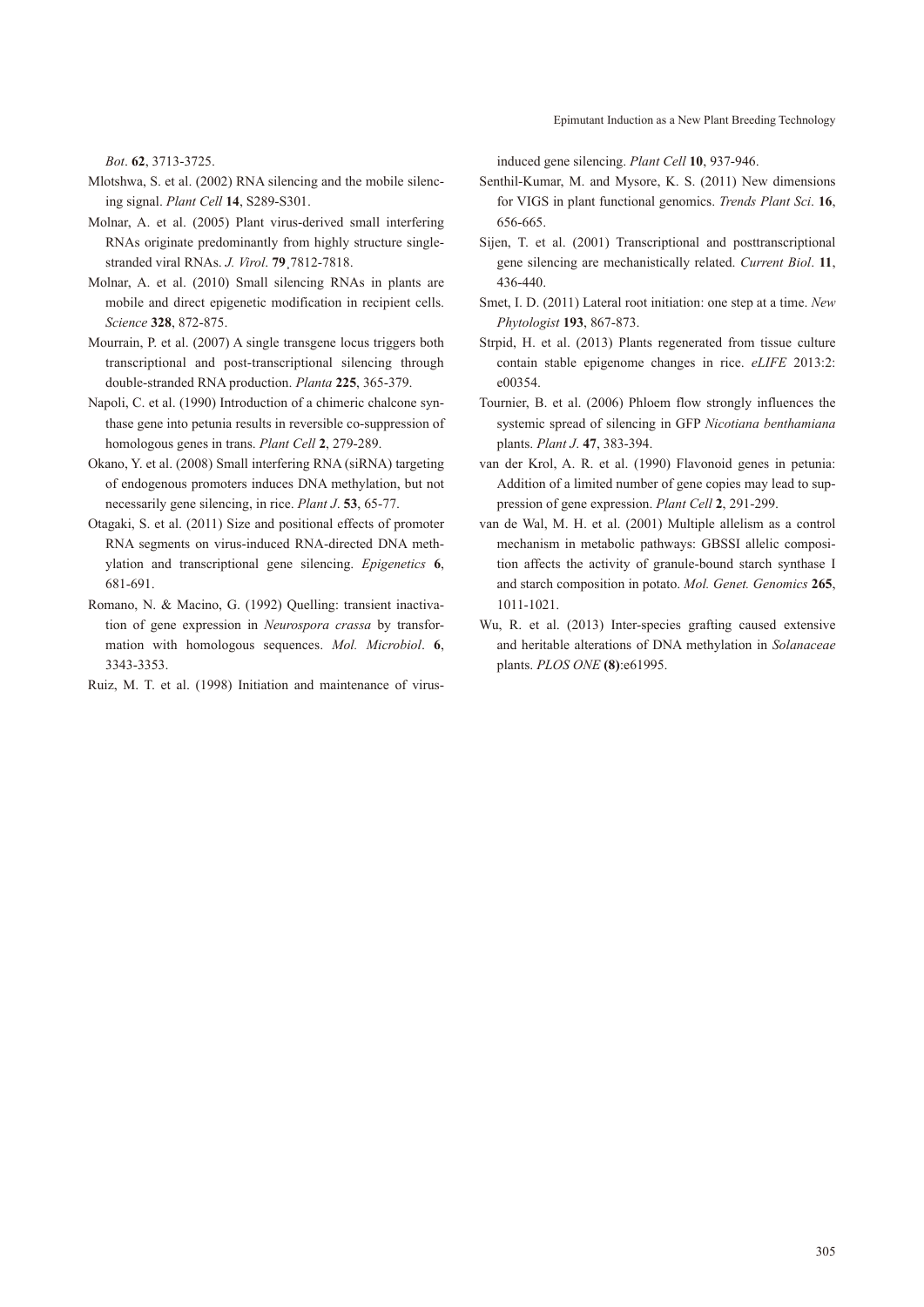*Bot*. **62**, 3713-3725.

Mlotshwa, S. et al. (2002) RNA silencing and the mobile silencing signal. *Plant Cell* **14**, S289-S301.

Molnar, A. et al. (2005) Plant virus-derived small interfering RNAs originate predominantly from highly structure single-stranded viral RNAs. *J. Virol*. **79**¸7812-7818.

Molnar, A. et al. (2010) Small silencing RNAs in plants are mobile and direct epigenetic modification in recipient cells. *Science* **328**, 872-875.

Mourrain, P. et al. (2007) A single transgene locus triggers both transcriptional and post-transcriptional silencing through double-stranded RNA production. *Planta* **225**, 365-379.

Napoli, C. et al. (1990) Introduction of a chimeric chalcone synthase gene into petunia results in reversible co-suppression of homologous genes in trans. *Plant Cell* **2**, 279-289.

Okano, Y. et al. (2008) Small interfering RNA (siRNA) targeting of endogenous promoters induces DNA methylation, but not necessarily gene silencing, in rice. *Plant J*. **53**, 65-77.

Otagaki, S. et al. (2011) Size and positional effects of promoter RNA segments on virus-induced RNA-directed DNA methylation and transcriptional gene silencing. *Epigenetics* **6**, 681-691.

Romano, N. & Macino, G. (1992) Quelling: transient inactivation of gene expression in *Neurospora crassa* by transformation with homologous sequences. *Mol. Microbiol*. **6**, 3343-3353.

Ruiz, M. T. et al. (1998) Initiation and maintenance of virus-induced gene silencing. *Plant Cell* **10**, 937-946.

Senthil-Kumar, M. and Mysore, K. S. (2011) New dimensions for VIGS in plant functional genomics. *Trends Plant Sci*. **16**, 656-665.

Sijen, T. et al. (2001) Transcriptional and posttranscriptional gene silencing are mechanistically related. *Current Biol*. **11**, 436-440.

Smet, I. D. (2011) Lateral root initiation: one step at a time. *New Phytologist* **193**, 867-873.

Strpid, H. et al. (2013) Plants regenerated from tissue culture contain stable epigenome changes in rice. *eLIFE* 2013:2: e00354.

Tournier, B. et al. (2006) Phloem flow strongly influences the systemic spread of silencing in GFP *Nicotiana benthamiana* plants. *Plant J*. **47**, 383-394.

van der Krol, A. R. et al. (1990) Flavonoid genes in petunia: Addition of a limited number of gene copies may lead to suppression of gene expression. *Plant Cell* **2**, 291-299.

van de Wal, M. H. et al. (2001) Multiple allelism as a control mechanism in metabolic pathways: GBSSI allelic composition affects the activity of granule-bound starch synthase I and starch composition in potato. *Mol. Genet. Genomics* **265**, 1011-1021.

Wu, R. et al. (2013) Inter-species grafting caused extensive and heritable alterations of DNA methylation in *Solanaceae* plants. *PLOS ONE* **(8)**:e61995.